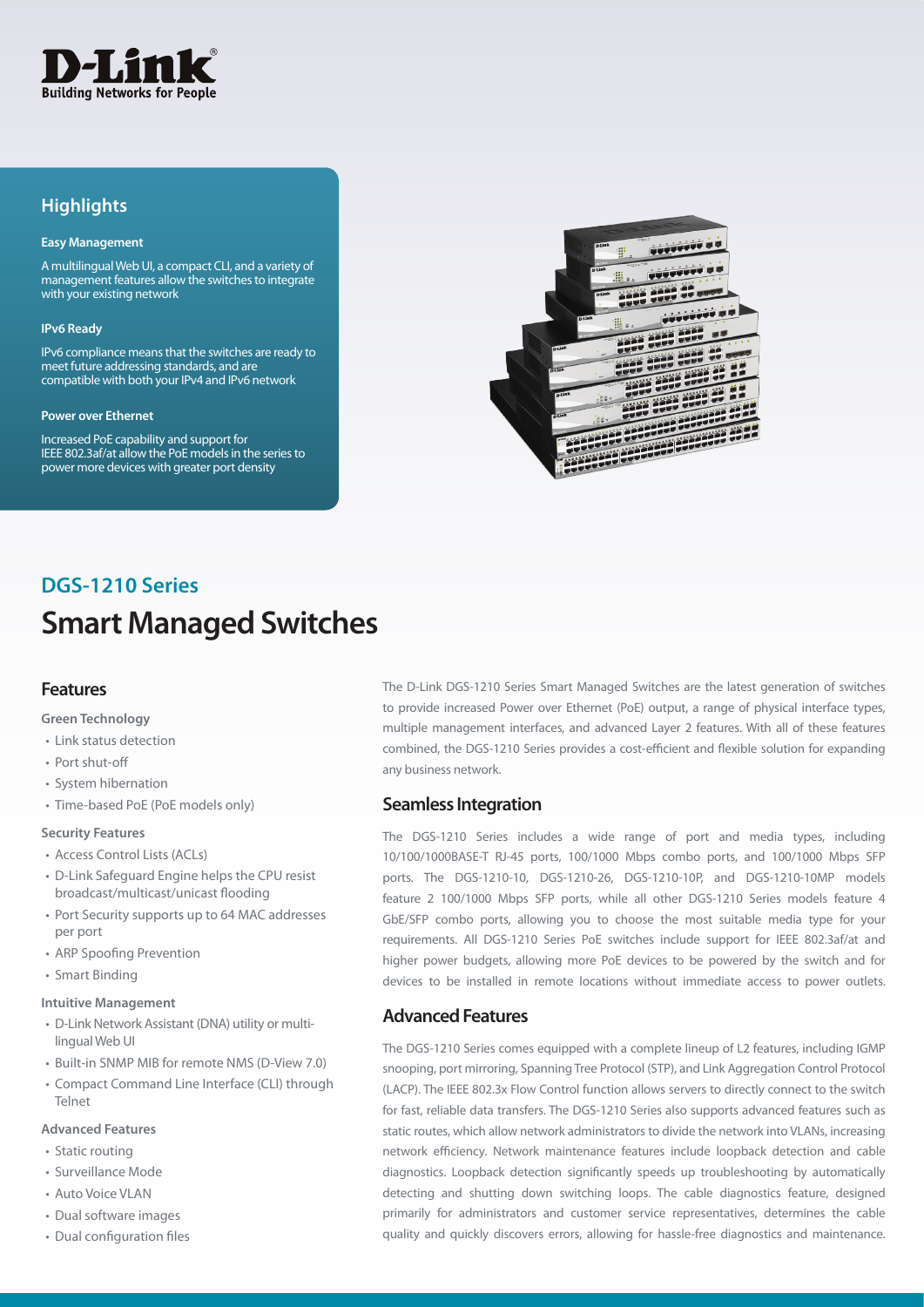D-Link
Building Networks for People

## Highlights

**Easy Management**

A multilingual Web UI, a compact CLI, and a variety of management features allow the switches to integrate with your existing network

**IPv6 Ready**

IPv6 compliance means that the switches are ready to meet future addressing standards, and are compatible with both your IPv4 and IPv6 network

**Power over Ethernet**

Increased PoE capability and support for IEEE 802.3af/at allow the PoE models in the series to power more devices with greater port density

## DGS-1210 Series

# Smart Managed Switches

## Features

**Green Technology**

- Link status detection
- Port shut-off
- System hibernation
- Time-based PoE (PoE models only)

**Security Features**

- Access Control Lists (ACLs)
- D-Link Safeguard Engine helps the CPU resist broadcast/multicast/unicast flooding
- Port Security supports up to 64 MAC addresses per port
- ARP Spoofing Prevention
- Smart Binding

**Intuitive Management**

- D-Link Network Assistant (DNA) utility or multi-lingual Web UI
- Built-in SNMP MIB for remote NMS (D-View 7.0)
- Compact Command Line Interface (CLI) through Telnet

**Advanced Features**

- Static routing
- Surveillance Mode
- Auto Voice VLAN
- Dual software images
- Dual configuration files

The D-Link DGS-1210 Series Smart Managed Switches are the latest generation of switches to provide increased Power over Ethernet (PoE) output, a range of physical interface types, multiple management interfaces, and advanced Layer 2 features. With all of these features combined, the DGS-1210 Series provides a cost-efficient and flexible solution for expanding any business network.

## Seamless Integration

The DGS-1210 Series includes a wide range of port and media types, including 10/100/1000BASE-T RJ-45 ports, 100/1000 Mbps combo ports, and 100/1000 Mbps SFP ports. The DGS-1210-10, DGS-1210-26, DGS-1210-10P, and DGS-1210-10MP models feature 2 100/1000 Mbps SFP ports, while all other DGS-1210 Series models feature 4 GbE/SFP combo ports, allowing you to choose the most suitable media type for your requirements. All DGS-1210 Series PoE switches include support for IEEE 802.3af/at and higher power budgets, allowing more PoE devices to be powered by the switch and for devices to be installed in remote locations without immediate access to power outlets.

## Advanced Features

The DGS-1210 Series comes equipped with a complete lineup of L2 features, including IGMP snooping, port mirroring, Spanning Tree Protocol (STP), and Link Aggregation Control Protocol (LACP). The IEEE 802.3x Flow Control function allows servers to directly connect to the switch for fast, reliable data transfers. The DGS-1210 Series also supports advanced features such as static routes, which allow network administrators to divide the network into VLANs, increasing network efficiency. Network maintenance features include loopback detection and cable diagnostics. Loopback detection significantly speeds up troubleshooting by automatically detecting and shutting down switching loops. The cable diagnostics feature, designed primarily for administrators and customer service representatives, determines the cable quality and quickly discovers errors, allowing for hassle-free diagnostics and maintenance.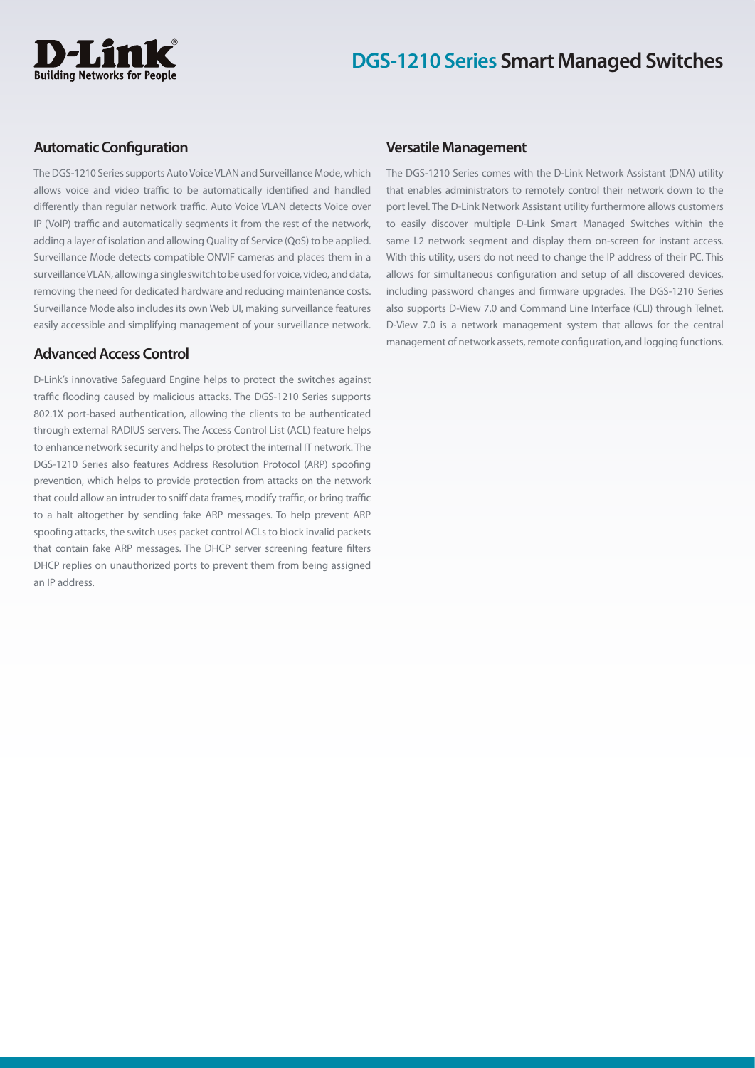## Automatic Configuration

The DGS-1210 Series supports Auto Voice VLAN and Surveillance Mode, which allows voice and video traffic to be automatically identified and handled differently than regular network traffic. Auto Voice VLAN detects Voice over IP (VoIP) traffic and automatically segments it from the rest of the network, adding a layer of isolation and allowing Quality of Service (QoS) to be applied. Surveillance Mode detects compatible ONVIF cameras and places them in a surveillance VLAN, allowing a single switch to be used for voice, video, and data, removing the need for dedicated hardware and reducing maintenance costs. Surveillance Mode also includes its own Web UI, making surveillance features easily accessible and simplifying management of your surveillance network.

## Advanced Access Control

D-Link's innovative Safeguard Engine helps to protect the switches against traffic flooding caused by malicious attacks. The DGS-1210 Series supports 802.1X port-based authentication, allowing the clients to be authenticated through external RADIUS servers. The Access Control List (ACL) feature helps to enhance network security and helps to protect the internal IT network. The DGS-1210 Series also features Address Resolution Protocol (ARP) spoofing prevention, which helps to provide protection from attacks on the network that could allow an intruder to sniff data frames, modify traffic, or bring traffic to a halt altogether by sending fake ARP messages. To help prevent ARP spoofing attacks, the switch uses packet control ACLs to block invalid packets that contain fake ARP messages. The DHCP server screening feature filters DHCP replies on unauthorized ports to prevent them from being assigned an IP address.

## Versatile Management

The DGS-1210 Series comes with the D-Link Network Assistant (DNA) utility that enables administrators to remotely control their network down to the port level. The D-Link Network Assistant utility furthermore allows customers to easily discover multiple D-Link Smart Managed Switches within the same L2 network segment and display them on-screen for instant access. With this utility, users do not need to change the IP address of their PC. This allows for simultaneous configuration and setup of all discovered devices, including password changes and firmware upgrades. The DGS-1210 Series also supports D-View 7.0 and Command Line Interface (CLI) through Telnet. D-View 7.0 is a network management system that allows for the central management of network assets, remote configuration, and logging functions.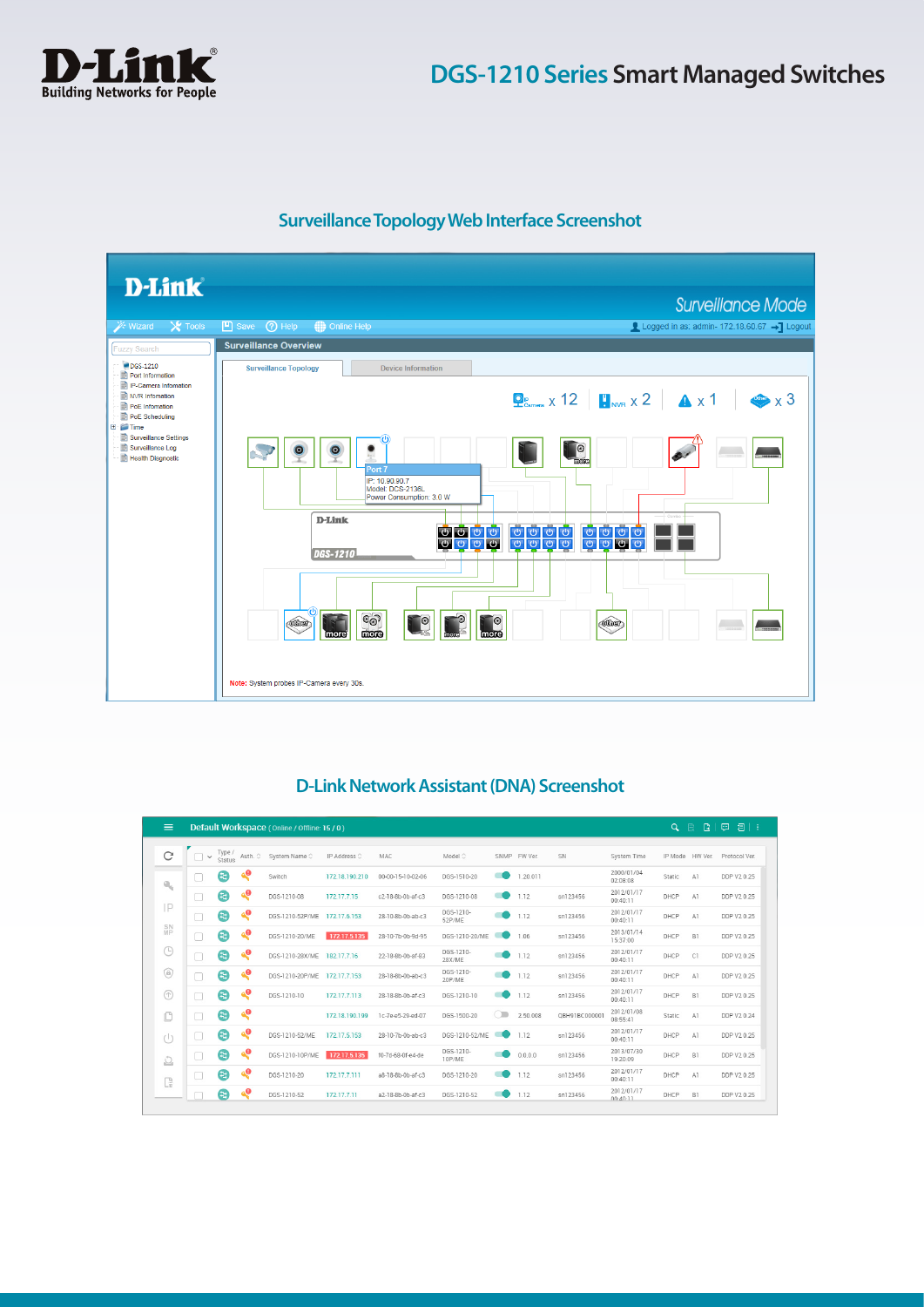## Surveillance Topology Web Interface Screenshot

## D-Link Network Assistant (DNA) Screenshot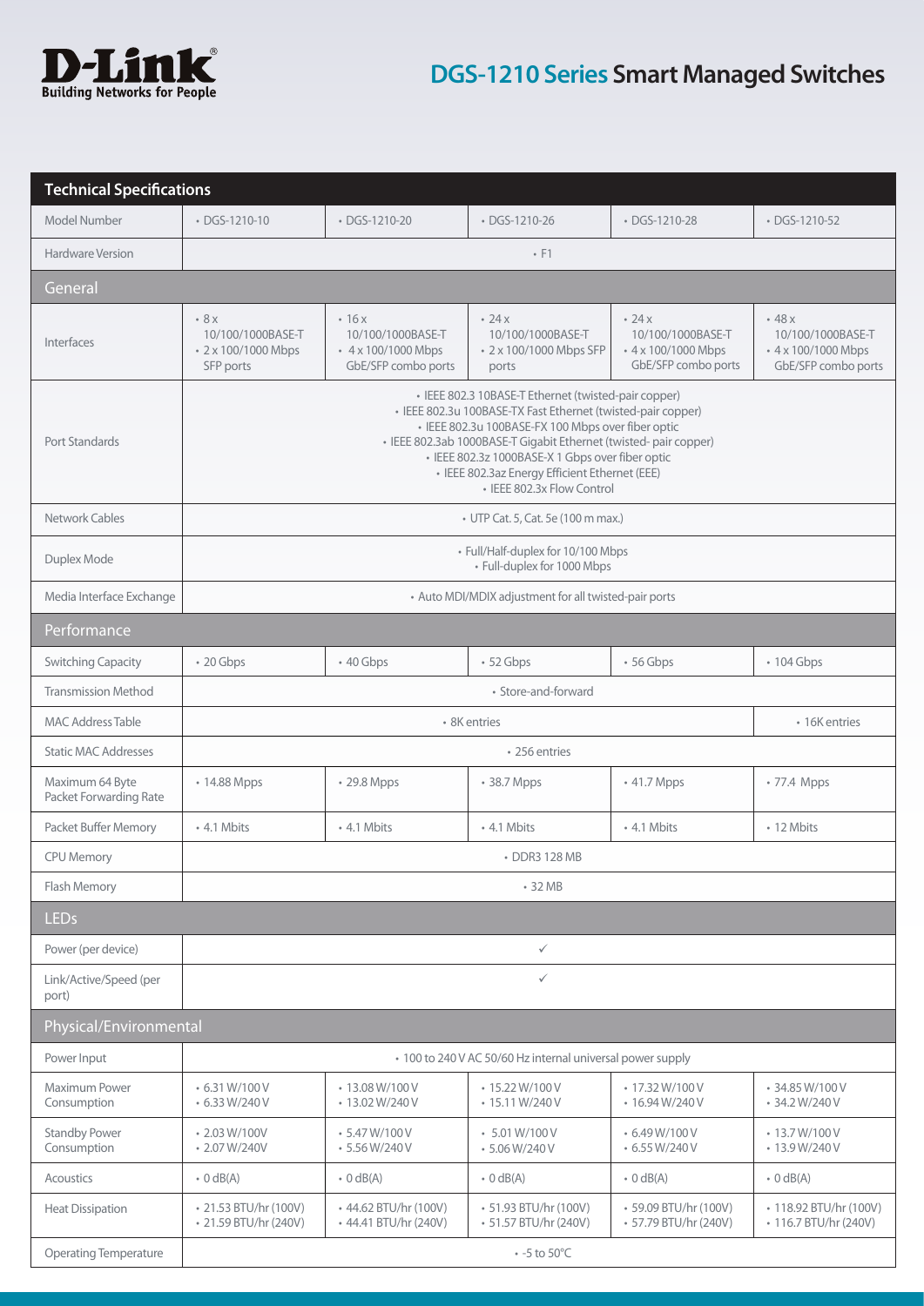# DGS-1210 Series Smart Managed Switches

| Technical Specifications | | | | | |
|---|---|---|---|---|---|
| Model Number | • DGS-1210-10 | • DGS-1210-20 | • DGS-1210-26 | • DGS-1210-28 | • DGS-1210-52 |
| Hardware Version | • F1 | | | | |
| **General** | | | | | |
| Interfaces | • 8 x 10/100/1000BASE-T<br>• 2 x 100/1000 Mbps SFP ports | • 16 x 10/100/1000BASE-T<br>• 4 x 100/1000 Mbps GbE/SFP combo ports | • 24 x 10/100/1000BASE-T<br>• 2 x 100/1000 Mbps SFP ports | • 24 x 10/100/1000BASE-T<br>• 4 x 100/1000 Mbps GbE/SFP combo ports | • 48 x 10/100/1000BASE-T<br>• 4 x 100/1000 Mbps GbE/SFP combo ports |
| Port Standards | • IEEE 802.3 10BASE-T Ethernet (twisted-pair copper)<br>• IEEE 802.3u 100BASE-TX Fast Ethernet (twisted-pair copper)<br>• IEEE 802.3u 100BASE-FX 100 Mbps over fiber optic<br>• IEEE 802.3ab 1000BASE-T Gigabit Ethernet (twisted- pair copper)<br>• IEEE 802.3z 1000BASE-X 1 Gbps over fiber optic<br>• IEEE 802.3az Energy Efficient Ethernet (EEE)<br>• IEEE 802.3x Flow Control | | | | |
| Network Cables | • UTP Cat. 5, Cat. 5e (100 m max.) | | | | |
| Duplex Mode | • Full/Half-duplex for 10/100 Mbps<br>• Full-duplex for 1000 Mbps | | | | |
| Media Interface Exchange | • Auto MDI/MDIX adjustment for all twisted-pair ports | | | | |
| **Performance** | | | | | |
| Switching Capacity | • 20 Gbps | • 40 Gbps | • 52 Gbps | • 56 Gbps | • 104 Gbps |
| Transmission Method | • Store-and-forward | | | | |
| MAC Address Table | • 8K entries | | | | • 16K entries |
| Static MAC Addresses | • 256 entries | | | | |
| Maximum 64 Byte Packet Forwarding Rate | • 14.88 Mpps | • 29.8 Mpps | • 38.7 Mpps | • 41.7 Mpps | • 77.4 Mpps |
| Packet Buffer Memory | • 4.1 Mbits | • 4.1 Mbits | • 4.1 Mbits | • 4.1 Mbits | • 12 Mbits |
| CPU Memory | • DDR3 128 MB | | | | |
| Flash Memory | • 32 MB | | | | |
| **LEDs** | | | | | |
| Power (per device) | ✓ | | | | |
| Link/Active/Speed (per port) | ✓ | | | | |
| **Physical/Environmental** | | | | | |
| Power Input | • 100 to 240 V AC 50/60 Hz internal universal power supply | | | | |
| Maximum Power Consumption | • 6.31 W/100 V<br>• 6.33 W/240 V | • 13.08 W/100 V<br>• 13.02 W/240 V | • 15.22 W/100 V<br>• 15.11 W/240 V | • 17.32 W/100 V<br>• 16.94 W/240 V | • 34.85 W/100 V<br>• 34.2 W/240 V |
| Standby Power Consumption | • 2.03 W/100V<br>• 2.07 W/240V | • 5.47 W/100 V<br>• 5.56 W/240 V | • 5.01 W/100 V<br>• 5.06 W/240 V | • 6.49 W/100 V<br>• 6.55 W/240 V | • 13.7 W/100 V<br>• 13.9 W/240 V |
| Acoustics | • 0 dB(A) | • 0 dB(A) | • 0 dB(A) | • 0 dB(A) | • 0 dB(A) |
| Heat Dissipation | • 21.53 BTU/hr (100V)<br>• 21.59 BTU/hr (240V) | • 44.62 BTU/hr (100V)<br>• 44.41 BTU/hr (240V) | • 51.93 BTU/hr (100V)<br>• 51.57 BTU/hr (240V) | • 59.09 BTU/hr (100V)<br>• 57.79 BTU/hr (240V) | • 118.92 BTU/hr (100V)<br>• 116.7 BTU/hr (240V) |
| Operating Temperature | • -5 to 50°C | | | | |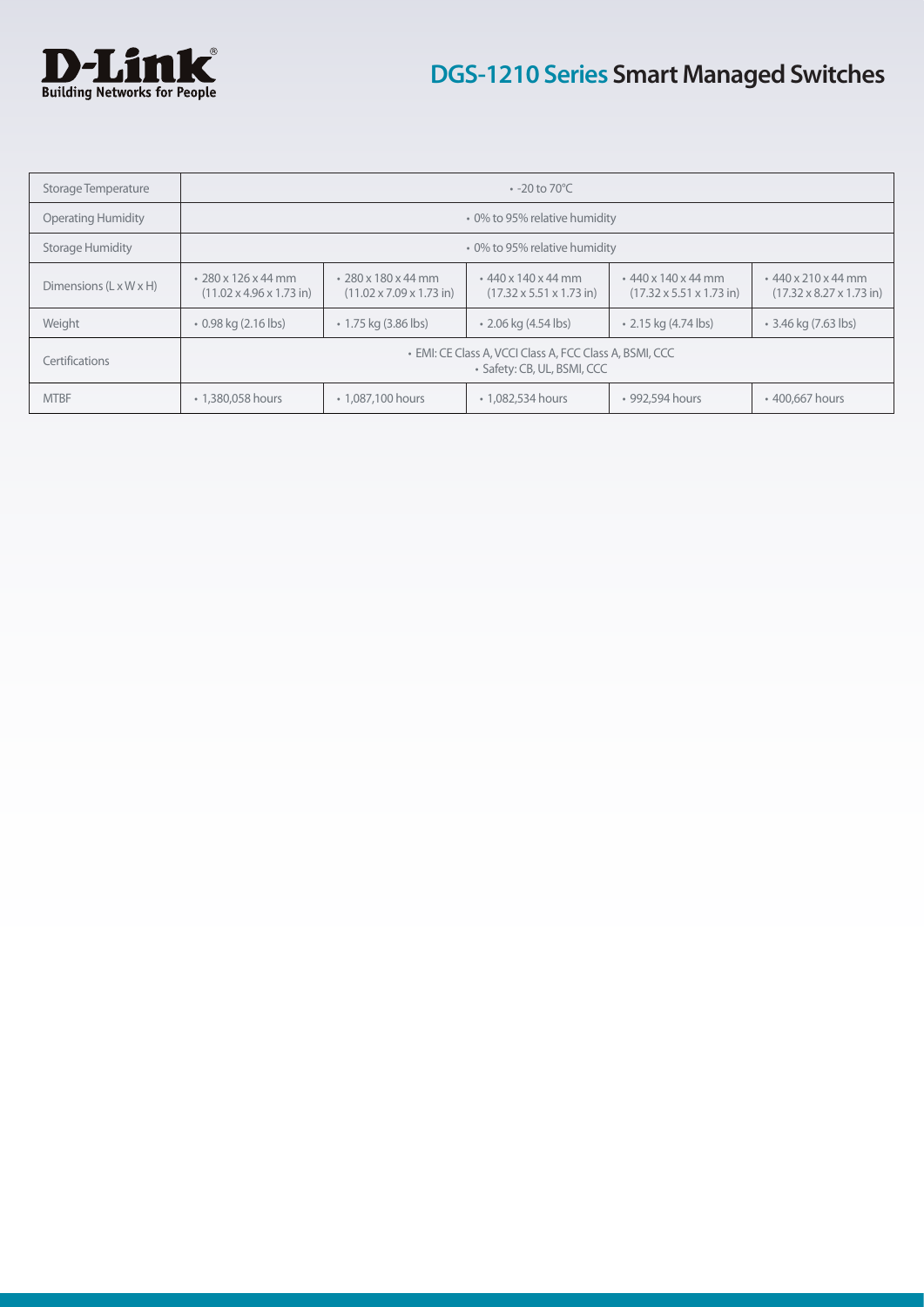| Storage Temperature | • -20 to 70°C | | | | |
|---|---|---|---|---|---|
| Operating Humidity | • 0% to 95% relative humidity | | | | |
| Storage Humidity | • 0% to 95% relative humidity | | | | |
| Dimensions (L x W x H) | • 280 x 126 x 44 mm (11.02 x 4.96 x 1.73 in) | • 280 x 180 x 44 mm (11.02 x 7.09 x 1.73 in) | • 440 x 140 x 44 mm (17.32 x 5.51 x 1.73 in) | • 440 x 140 x 44 mm (17.32 x 5.51 x 1.73 in) | • 440 x 210 x 44 mm (17.32 x 8.27 x 1.73 in) |
| Weight | • 0.98 kg (2.16 lbs) | • 1.75 kg (3.86 lbs) | • 2.06 kg (4.54 lbs) | • 2.15 kg (4.74 lbs) | • 3.46 kg (7.63 lbs) |
| Certifications | • EMI: CE Class A, VCCI Class A, FCC Class A, BSMI, CCC<br>• Safety: CB, UL, BSMI, CCC | | | | |
| MTBF | • 1,380,058 hours | • 1,087,100 hours | • 1,082,534 hours | • 992,594 hours | • 400,667 hours |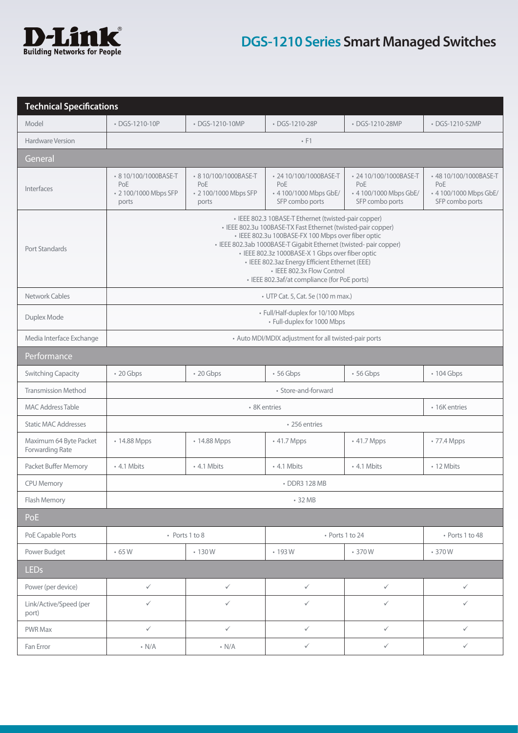# DGS-1210 Series Smart Managed Switches

| Technical Specifications | | | | | |
|---|---|---|---|---|---|
| Model | • DGS-1210-10P | • DGS-1210-10MP | • DGS-1210-28P | • DGS-1210-28MP | • DGS-1210-52MP |
| Hardware Version | • F1 | | | | |
| **General** | | | | | |
| Interfaces | • 8 10/100/1000BASE-T PoE<br>• 2 100/1000 Mbps SFP ports | • 8 10/100/1000BASE-T PoE<br>• 2 100/1000 Mbps SFP ports | • 24 10/100/1000BASE-T PoE<br>• 4 100/1000 Mbps GbE/ SFP combo ports | • 24 10/100/1000BASE-T PoE<br>• 4 100/1000 Mbps GbE/ SFP combo ports | • 48 10/100/1000BASE-T PoE<br>• 4 100/1000 Mbps GbE/ SFP combo ports |
| Port Standards | • IEEE 802.3 10BASE-T Ethernet (twisted-pair copper)<br>• IEEE 802.3u 100BASE-TX Fast Ethernet (twisted-pair copper)<br>• IEEE 802.3u 100BASE-FX 100 Mbps over fiber optic<br>• IEEE 802.3ab 1000BASE-T Gigabit Ethernet (twisted- pair copper)<br>• IEEE 802.3z 1000BASE-X 1 Gbps over fiber optic<br>• IEEE 802.3az Energy Efficient Ethernet (EEE)<br>• IEEE 802.3x Flow Control<br>• IEEE 802.3af/at compliance (for PoE ports) | | | | |
| Network Cables | • UTP Cat. 5, Cat. 5e (100 m max.) | | | | |
| Duplex Mode | • Full/Half-duplex for 10/100 Mbps<br>• Full-duplex for 1000 Mbps | | | | |
| Media Interface Exchange | • Auto MDI/MDIX adjustment for all twisted-pair ports | | | | |
| **Performance** | | | | | |
| Switching Capacity | • 20 Gbps | • 20 Gbps | • 56 Gbps | • 56 Gbps | • 104 Gbps |
| Transmission Method | • Store-and-forward | | | | |
| MAC Address Table | • 8K entries | | | | • 16K entries |
| Static MAC Addresses | • 256 entries | | | | |
| Maximum 64 Byte Packet Forwarding Rate | • 14.88 Mpps | • 14.88 Mpps | • 41.7 Mpps | • 41.7 Mpps | • 77.4 Mpps |
| Packet Buffer Memory | • 4.1 Mbits | • 4.1 Mbits | • 4.1 Mbits | • 4.1 Mbits | • 12 Mbits |
| CPU Memory | • DDR3 128 MB | | | | |
| Flash Memory | • 32 MB | | | | |
| **PoE** | | | | | |
| PoE Capable Ports | • Ports 1 to 8 | | • Ports 1 to 24 | | • Ports 1 to 48 |
| Power Budget | • 65 W | • 130 W | • 193 W | • 370 W | • 370 W |
| **LEDs** | | | | | |
| Power (per device) | ✓ | ✓ | ✓ | ✓ | ✓ |
| Link/Active/Speed (per port) | ✓ | ✓ | ✓ | ✓ | ✓ |
| PWR Max | ✓ | ✓ | ✓ | ✓ | ✓ |
| Fan Error | • N/A | • N/A | ✓ | ✓ | ✓ |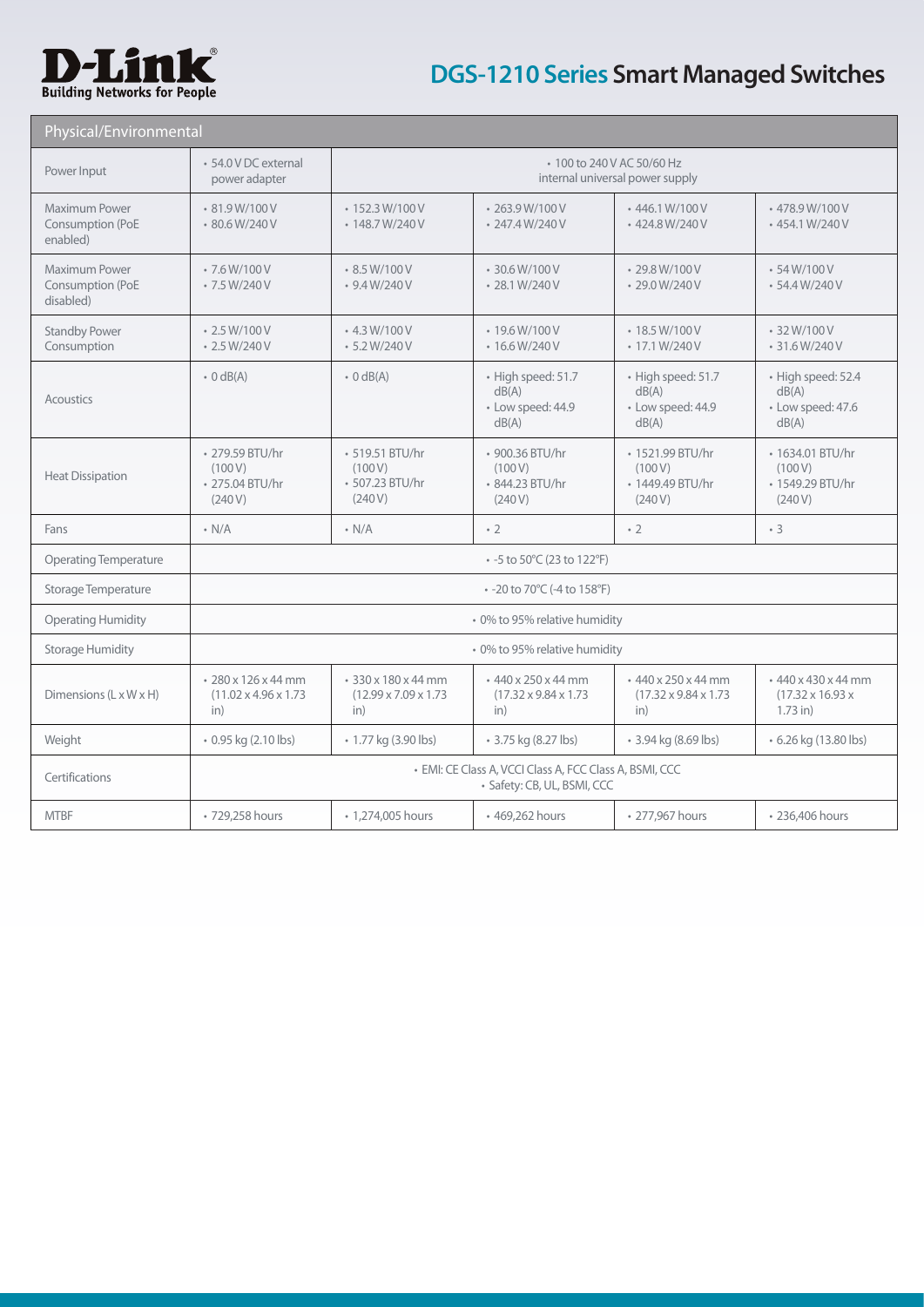# DGS-1210 Series Smart Managed Switches

## Physical/Environmental

| Physical/Environmental | | | | | |
|---|---|---|---|---|---|
| Power Input | • 54.0 V DC external power adapter | • 100 to 240 V AC 50/60 Hz internal universal power supply | | | |
| Maximum Power Consumption (PoE enabled) | • 81.9 W/100 V<br>• 80.6 W/240 V | • 152.3 W/100 V<br>• 148.7 W/240 V | • 263.9 W/100 V<br>• 247.4 W/240 V | • 446.1 W/100 V<br>• 424.8 W/240 V | • 478.9 W/100 V<br>• 454.1 W/240 V |
| Maximum Power Consumption (PoE disabled) | • 7.6 W/100 V<br>• 7.5 W/240 V | • 8.5 W/100 V<br>• 9.4 W/240 V | • 30.6 W/100 V<br>• 28.1 W/240 V | • 29.8 W/100 V<br>• 29.0 W/240 V | • 54 W/100 V<br>• 54.4 W/240 V |
| Standby Power Consumption | • 2.5 W/100 V<br>• 2.5 W/240 V | • 4.3 W/100 V<br>• 5.2 W/240 V | • 19.6 W/100 V<br>• 16.6 W/240 V | • 18.5 W/100 V<br>• 17.1 W/240 V | • 32 W/100 V<br>• 31.6 W/240 V |
| Acoustics | • 0 dB(A) | • 0 dB(A) | • High speed: 51.7 dB(A)<br>• Low speed: 44.9 dB(A) | • High speed: 51.7 dB(A)<br>• Low speed: 44.9 dB(A) | • High speed: 52.4 dB(A)<br>• Low speed: 47.6 dB(A) |
| Heat Dissipation | • 279.59 BTU/hr (100 V)<br>• 275.04 BTU/hr (240 V) | • 519.51 BTU/hr (100 V)<br>• 507.23 BTU/hr (240 V) | • 900.36 BTU/hr (100 V)<br>• 844.23 BTU/hr (240 V) | • 1521.99 BTU/hr (100 V)<br>• 1449.49 BTU/hr (240 V) | • 1634.01 BTU/hr (100 V)<br>• 1549.29 BTU/hr (240 V) |
| Fans | • N/A | • N/A | • 2 | • 2 | • 3 |
| Operating Temperature | • -5 to 50°C (23 to 122°F) | | | | |
| Storage Temperature | • -20 to 70°C (-4 to 158°F) | | | | |
| Operating Humidity | • 0% to 95% relative humidity | | | | |
| Storage Humidity | • 0% to 95% relative humidity | | | | |
| Dimensions (L x W x H) | • 280 x 126 x 44 mm (11.02 x 4.96 x 1.73 in) | • 330 x 180 x 44 mm (12.99 x 7.09 x 1.73 in) | • 440 x 250 x 44 mm (17.32 x 9.84 x 1.73 in) | • 440 x 250 x 44 mm (17.32 x 9.84 x 1.73 in) | • 440 x 430 x 44 mm (17.32 x 16.93 x 1.73 in) |
| Weight | • 0.95 kg (2.10 lbs) | • 1.77 kg (3.90 lbs) | • 3.75 kg (8.27 lbs) | • 3.94 kg (8.69 lbs) | • 6.26 kg (13.80 lbs) |
| Certifications | • EMI: CE Class A, VCCI Class A, FCC Class A, BSMI, CCC<br>• Safety: CB, UL, BSMI, CCC | | | | |
| MTBF | • 729,258 hours | • 1,274,005 hours | • 469,262 hours | • 277,967 hours | • 236,406 hours |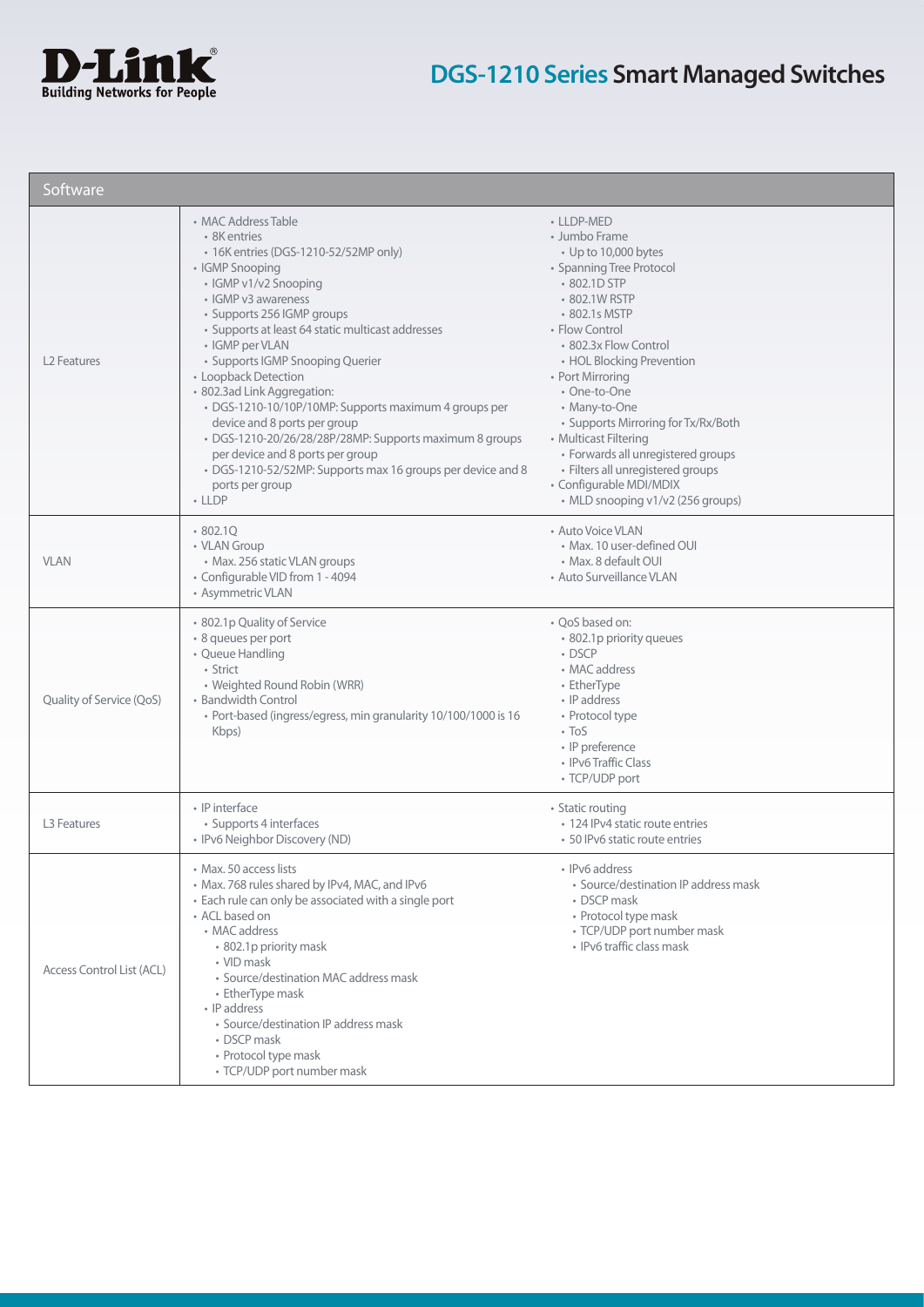## Software

| Software | | |
|---|---|---|
| L2 Features | • MAC Address Table<br>  • 8K entries<br>  • 16K entries (DGS-1210-52/52MP only)<br>• IGMP Snooping<br>  • IGMP v1/v2 Snooping<br>  • IGMP v3 awareness<br>  • Supports 256 IGMP groups<br>  • Supports at least 64 static multicast addresses<br>  • IGMP per VLAN<br>  • Supports IGMP Snooping Querier<br>• Loopback Detection<br>• 802.3ad Link Aggregation:<br>  • DGS-1210-10/10P/10MP: Supports maximum 4 groups per device and 8 ports per group<br>  • DGS-1210-20/26/28/28P/28MP: Supports maximum 8 groups per device and 8 ports per group<br>  • DGS-1210-52/52MP: Supports max 16 groups per device and 8 ports per group<br>• LLDP | • LLDP-MED<br>• Jumbo Frame<br>  • Up to 10,000 bytes<br>• Spanning Tree Protocol<br>  • 802.1D STP<br>  • 802.1W RSTP<br>  • 802.1s MSTP<br>• Flow Control<br>  • 802.3x Flow Control<br>  • HOL Blocking Prevention<br>• Port Mirroring<br>  • One-to-One<br>  • Many-to-One<br>  • Supports Mirroring for Tx/Rx/Both<br>• Multicast Filtering<br>  • Forwards all unregistered groups<br>  • Filters all unregistered groups<br>• Configurable MDI/MDIX<br>  • MLD snooping v1/v2 (256 groups) |
| VLAN | • 802.1Q<br>• VLAN Group<br>  • Max. 256 static VLAN groups<br>• Configurable VID from 1 - 4094<br>• Asymmetric VLAN | • Auto Voice VLAN<br>  • Max. 10 user-defined OUI<br>  • Max. 8 default OUI<br>• Auto Surveillance VLAN |
| Quality of Service (QoS) | • 802.1p Quality of Service<br>• 8 queues per port<br>• Queue Handling<br>  • Strict<br>  • Weighted Round Robin (WRR)<br>• Bandwidth Control<br>  • Port-based (ingress/egress, min granularity 10/100/1000 is 16 Kbps) | • QoS based on:<br>  • 802.1p priority queues<br>  • DSCP<br>  • MAC address<br>  • EtherType<br>  • IP address<br>  • Protocol type<br>  • ToS<br>  • IP preference<br>  • IPv6 Traffic Class<br>  • TCP/UDP port |
| L3 Features | • IP interface<br>  • Supports 4 interfaces<br>• IPv6 Neighbor Discovery (ND) | • Static routing<br>  • 124 IPv4 static route entries<br>  • 50 IPv6 static route entries |
| Access Control List (ACL) | • Max. 50 access lists<br>• Max. 768 rules shared by IPv4, MAC, and IPv6<br>• Each rule can only be associated with a single port<br>• ACL based on<br>  • MAC address<br>    • 802.1p priority mask<br>    • VID mask<br>    • Source/destination MAC address mask<br>    • EtherType mask<br>  • IP address<br>    • Source/destination IP address mask<br>    • DSCP mask<br>    • Protocol type mask<br>    • TCP/UDP port number mask | • IPv6 address<br>  • Source/destination IP address mask<br>  • DSCP mask<br>  • Protocol type mask<br>  • TCP/UDP port number mask<br>  • IPv6 traffic class mask |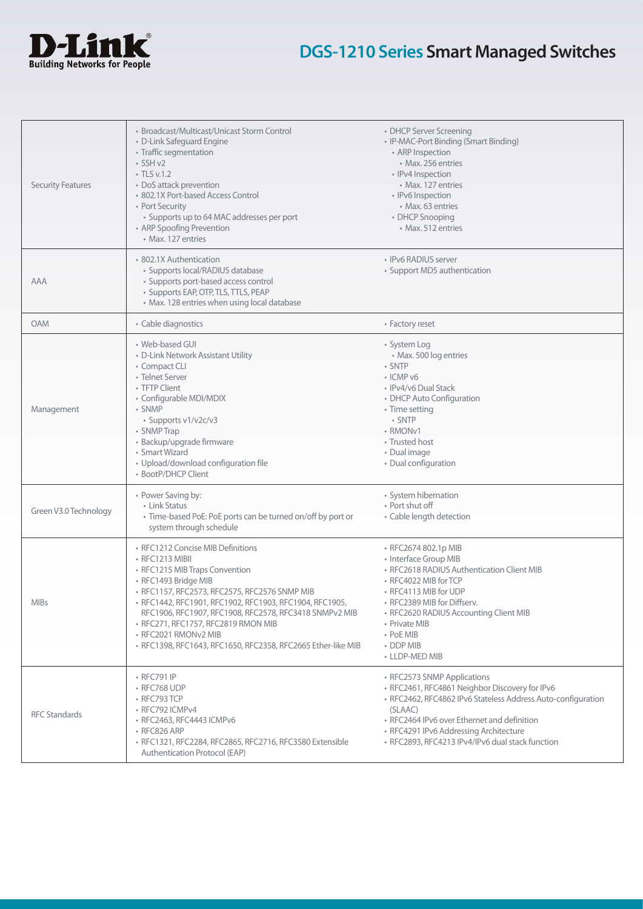| | | |
|---|---|---|
| Security Features | • Broadcast/Multicast/Unicast Storm Control<br>• D-Link Safeguard Engine<br>• Traffic segmentation<br>• SSH v2<br>• TLS v.1.2<br>• DoS attack prevention<br>• 802.1X Port-based Access Control<br>• Port Security<br>  • Supports up to 64 MAC addresses per port<br>• ARP Spoofing Prevention<br>  • Max. 127 entries | • DHCP Server Screening<br>• IP-MAC-Port Binding (Smart Binding)<br>  • ARP Inspection<br>    • Max. 256 entries<br>  • IPv4 Inspection<br>    • Max. 127 entries<br>  • IPv6 Inspection<br>    • Max. 63 entries<br>  • DHCP Snooping<br>    • Max. 512 entries |
| AAA | • 802.1X Authentication<br>  • Supports local/RADIUS database<br>  • Supports port-based access control<br>  • Supports EAP, OTP, TLS, TTLS, PEAP<br>  • Max. 128 entries when using local database | • IPv6 RADIUS server<br>• Support MD5 authentication |
| OAM | • Cable diagnostics | • Factory reset |
| Management | • Web-based GUI<br>• D-Link Network Assistant Utility<br>• Compact CLI<br>• Telnet Server<br>• TFTP Client<br>• Configurable MDI/MDIX<br>• SNMP<br>  • Supports v1/v2c/v3<br>• SNMP Trap<br>• Backup/upgrade firmware<br>• Smart Wizard<br>• Upload/download configuration file<br>• BootP/DHCP Client | • System Log<br>  • Max. 500 log entries<br>• SNTP<br>• ICMP v6<br>• IPv4/v6 Dual Stack<br>• DHCP Auto Configuration<br>• Time setting<br>  • SNTP<br>• RMONv1<br>• Trusted host<br>• Dual image<br>• Dual configuration |
| Green V3.0 Technology | • Power Saving by:<br>  • Link Status<br>  • Time-based PoE: PoE ports can be turned on/off by port or system through schedule | • System hibernation<br>• Port shut off<br>• Cable length detection |
| MIBs | • RFC1212 Concise MIB Definitions<br>• RFC1213 MIBII<br>• RFC1215 MIB Traps Convention<br>• RFC1493 Bridge MIB<br>• RFC1157, RFC2573, RFC2575, RFC2576 SNMP MIB<br>• RFC1442, RFC1901, RFC1902, RFC1903, RFC1904, RFC1905, RFC1906, RFC1907, RFC1908, RFC2578, RFC3418 SNMPv2 MIB<br>• RFC271, RFC1757, RFC2819 RMON MIB<br>• RFC2021 RMONv2 MIB<br>• RFC1398, RFC1643, RFC1650, RFC2358, RFC2665 Ether-like MIB | • RFC2674 802.1p MIB<br>• Interface Group MIB<br>• RFC2618 RADIUS Authentication Client MIB<br>• RFC4022 MIB for TCP<br>• RFC4113 MIB for UDP<br>• RFC2389 MIB for Diffserv.<br>• RFC2620 RADIUS Accounting Client MIB<br>• Private MIB<br>• PoE MIB<br>• DDP MIB<br>• LLDP-MED MIB |
| RFC Standards | • RFC791 IP<br>• RFC768 UDP<br>• RFC793 TCP<br>• RFC792 ICMPv4<br>• RFC2463, RFC4443 ICMPv6<br>• RFC826 ARP<br>• RFC1321, RFC2284, RFC2865, RFC2716, RFC3580 Extensible Authentication Protocol (EAP) | • RFC2573 SNMP Applications<br>• RFC2461, RFC4861 Neighbor Discovery for IPv6<br>• RFC2462, RFC4862 IPv6 Stateless Address Auto-configuration (SLAAC)<br>• RFC2464 IPv6 over Ethernet and definition<br>• RFC4291 IPv6 Addressing Architecture<br>• RFC2893, RFC4213 IPv4/IPv6 dual stack function |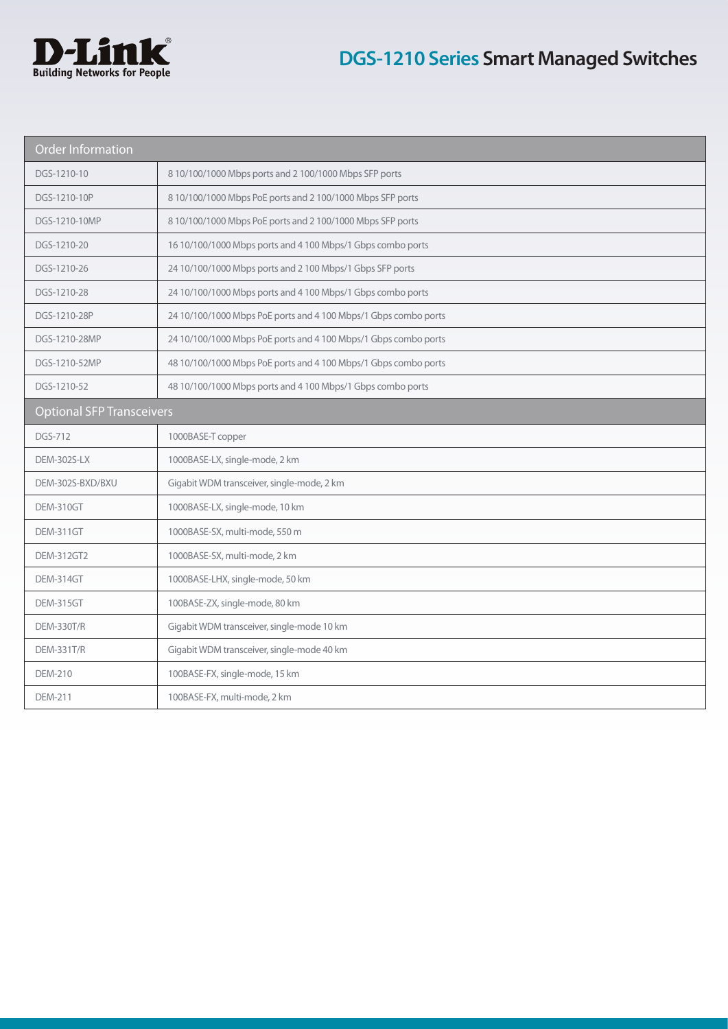# DGS-1210 Series Smart Managed Switches

| Order Information | |
|---|---|
| DGS-1210-10 | 8 10/100/1000 Mbps ports and 2 100/1000 Mbps SFP ports |
| DGS-1210-10P | 8 10/100/1000 Mbps PoE ports and 2 100/1000 Mbps SFP ports |
| DGS-1210-10MP | 8 10/100/1000 Mbps PoE ports and 2 100/1000 Mbps SFP ports |
| DGS-1210-20 | 16 10/100/1000 Mbps ports and 4 100 Mbps/1 Gbps combo ports |
| DGS-1210-26 | 24 10/100/1000 Mbps ports and 2 100 Mbps/1 Gbps SFP ports |
| DGS-1210-28 | 24 10/100/1000 Mbps ports and 4 100 Mbps/1 Gbps combo ports |
| DGS-1210-28P | 24 10/100/1000 Mbps PoE ports and 4 100 Mbps/1 Gbps combo ports |
| DGS-1210-28MP | 24 10/100/1000 Mbps PoE ports and 4 100 Mbps/1 Gbps combo ports |
| DGS-1210-52MP | 48 10/100/1000 Mbps PoE ports and 4 100 Mbps/1 Gbps combo ports |
| DGS-1210-52 | 48 10/100/1000 Mbps ports and 4 100 Mbps/1 Gbps combo ports |

| Optional SFP Transceivers | |
|---|---|
| DGS-712 | 1000BASE-T copper |
| DEM-302S-LX | 1000BASE-LX, single-mode, 2 km |
| DEM-302S-BXD/BXU | Gigabit WDM transceiver, single-mode, 2 km |
| DEM-310GT | 1000BASE-LX, single-mode, 10 km |
| DEM-311GT | 1000BASE-SX, multi-mode, 550 m |
| DEM-312GT2 | 1000BASE-SX, multi-mode, 2 km |
| DEM-314GT | 1000BASE-LHX, single-mode, 50 km |
| DEM-315GT | 100BASE-ZX, single-mode, 80 km |
| DEM-330T/R | Gigabit WDM transceiver, single-mode 10 km |
| DEM-331T/R | Gigabit WDM transceiver, single-mode 40 km |
| DEM-210 | 100BASE-FX, single-mode, 15 km |
| DEM-211 | 100BASE-FX, multi-mode, 2 km |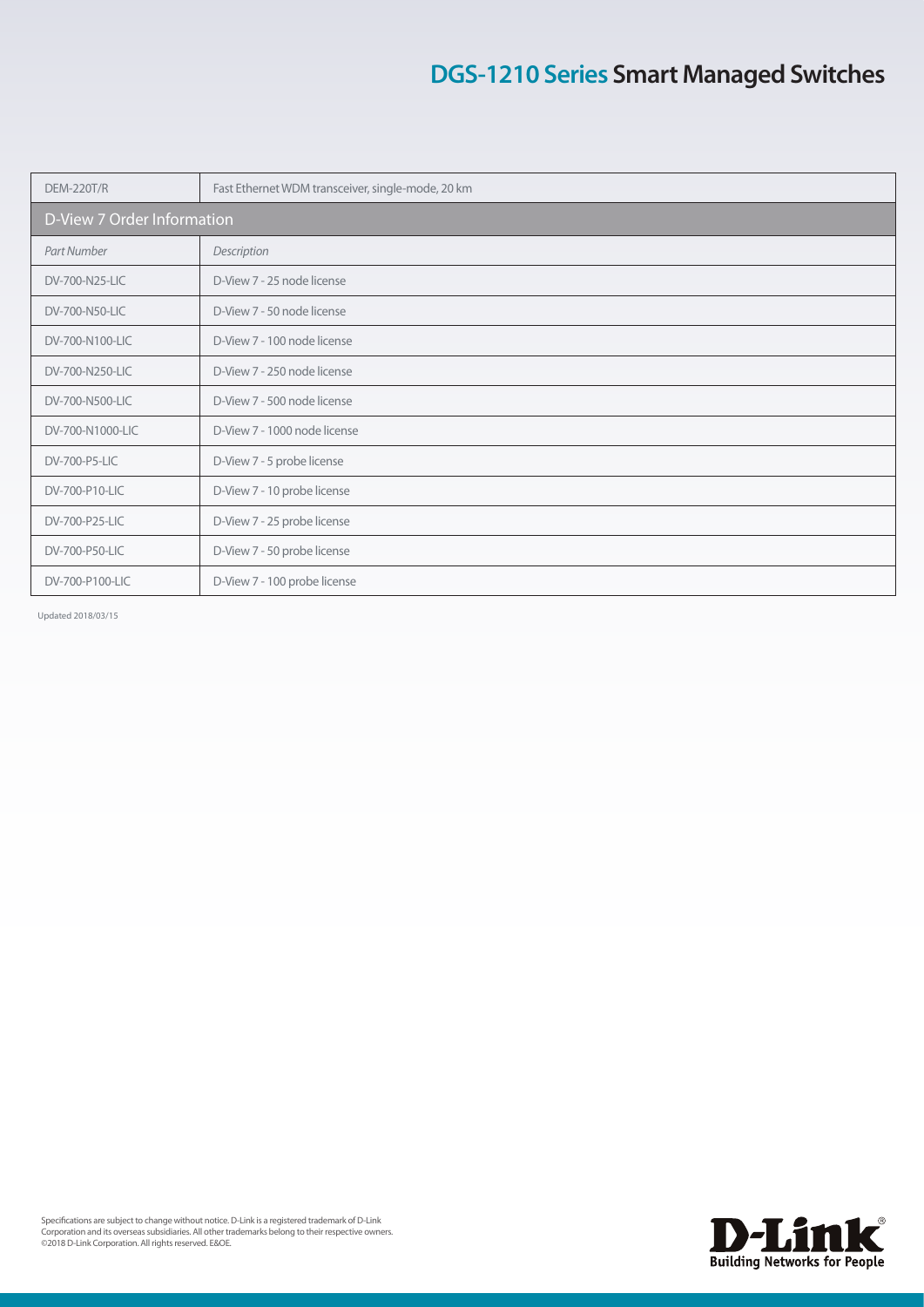| | |
|---|---|
| DEM-220T/R | Fast Ethernet WDM transceiver, single-mode, 20 km |
| **D-View 7 Order Information** | |
| *Part Number* | *Description* |
| DV-700-N25-LIC | D-View 7 - 25 node license |
| DV-700-N50-LIC | D-View 7 - 50 node license |
| DV-700-N100-LIC | D-View 7 - 100 node license |
| DV-700-N250-LIC | D-View 7 - 250 node license |
| DV-700-N500-LIC | D-View 7 - 500 node license |
| DV-700-N1000-LIC | D-View 7 - 1000 node license |
| DV-700-P5-LIC | D-View 7 - 5 probe license |
| DV-700-P10-LIC | D-View 7 - 10 probe license |
| DV-700-P25-LIC | D-View 7 - 25 probe license |
| DV-700-P50-LIC | D-View 7 - 50 probe license |
| DV-700-P100-LIC | D-View 7 - 100 probe license |

Updated 2018/03/15

Specifications are subject to change without notice. D-Link is a registered trademark of D-Link Corporation and its overseas subsidiaries. All other trademarks belong to their respective owners. ©2018 D-Link Corporation. All rights reserved. E&OE.

D-Link®
Building Networks for People